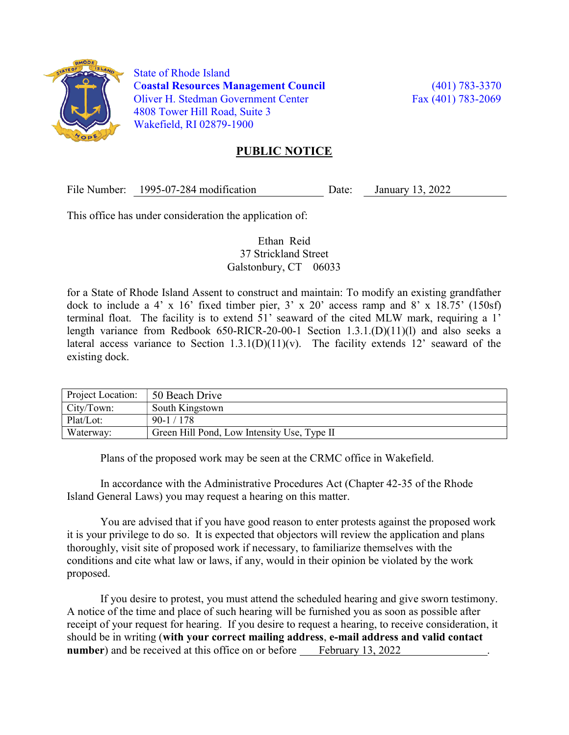State of Rhode Island
**Coastal Resources Management Council**
Oliver H. Stedman Government Center
4808 Tower Hill Road, Suite 3
Wakefield, RI 02879-1900

(401) 783-3370
Fax (401) 783-2069

## PUBLIC NOTICE

File Number: 1995-07-284 modification Date: January 13, 2022

This office has under consideration the application of:

Ethan Reid
37 Strickland Street
Galstonbury, CT 06033

for a State of Rhode Island Assent to construct and maintain: To modify an existing grandfather dock to include a 4' x 16' fixed timber pier, 3' x 20' access ramp and 8' x 18.75' (150sf) terminal float. The facility is to extend 51' seaward of the cited MLW mark, requiring a 1' length variance from Redbook 650-RICR-20-00-1 Section 1.3.1.(D)(11)(l) and also seeks a lateral access variance to Section 1.3.1(D)(11)(v). The facility extends 12' seaward of the existing dock.

| Project Location: | 50 Beach Drive |
|---|---|
| City/Town: | South Kingstown |
| Plat/Lot: | 90-1 / 178 |
| Waterway: | Green Hill Pond, Low Intensity Use, Type II |

Plans of the proposed work may be seen at the CRMC office in Wakefield.

In accordance with the Administrative Procedures Act (Chapter 42-35 of the Rhode Island General Laws) you may request a hearing on this matter.

You are advised that if you have good reason to enter protests against the proposed work it is your privilege to do so. It is expected that objectors will review the application and plans thoroughly, visit site of proposed work if necessary, to familiarize themselves with the conditions and cite what law or laws, if any, would in their opinion be violated by the work proposed.

If you desire to protest, you must attend the scheduled hearing and give sworn testimony. A notice of the time and place of such hearing will be furnished you as soon as possible after receipt of your request for hearing. If you desire to request a hearing, to receive consideration, it should be in writing (**with your correct mailing address**, **e-mail address and valid contact number**) and be received at this office on or before February 13, 2022.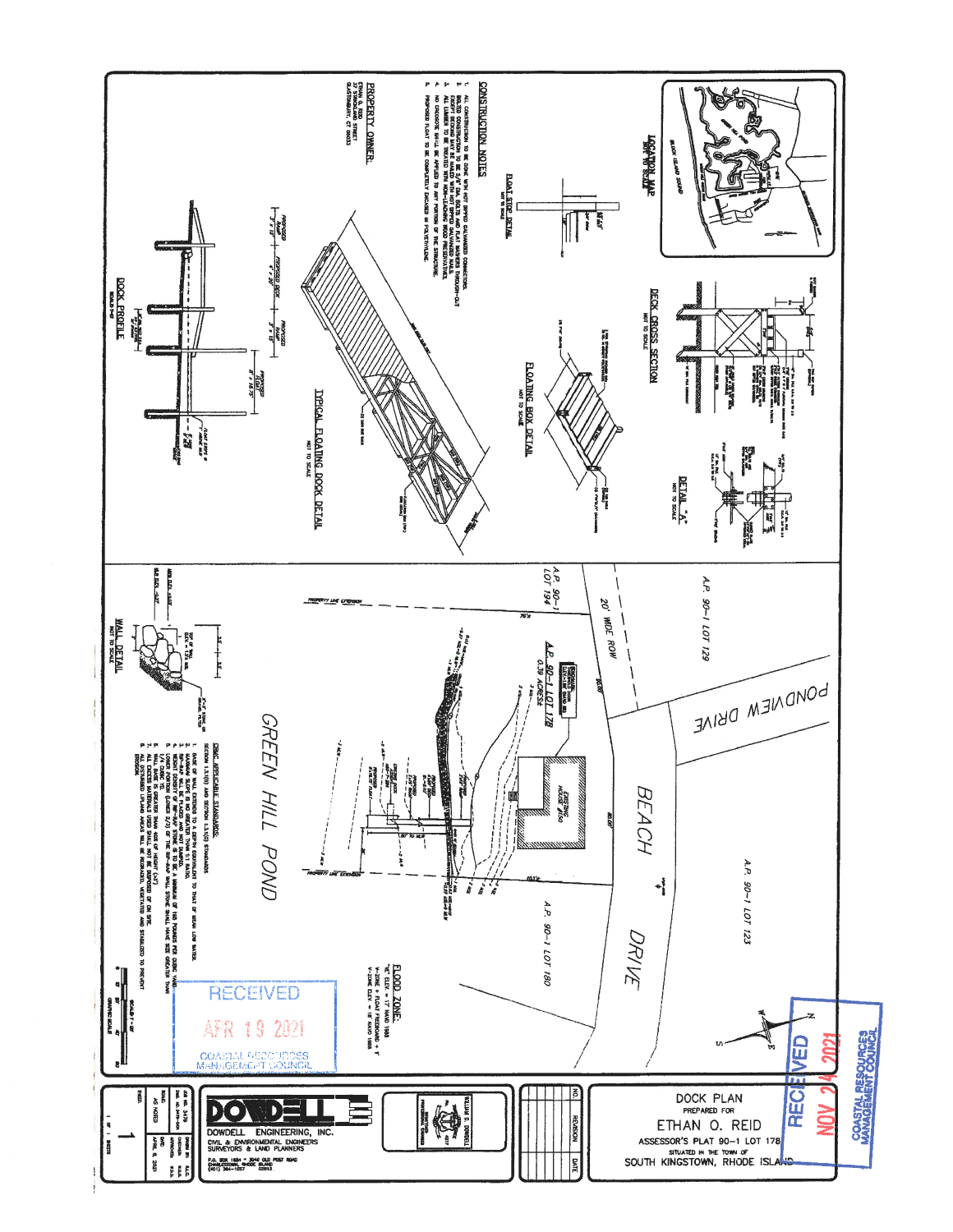# DOCK PLAN

PREPARED FOR

ETHAN O. REID

ASSESSOR'S PLAT 90-1 LOT 178

SITUATED IN THE TOWN OF

SOUTH KINGSTOWN, RHODE ISLAND

RECEIVED NOV 24 2021 COASTAL RESOURCES MANAGEMENT COUNCIL

RECEIVED APR 13 2021 COASTAL RESOURCES MANAGEMENT COUNCIL

## CONSTRUCTION NOTES

1. ALL CONSTRUCTION TO BE DONE WITH HOT DIPPED GALVANIZED CONNECTORS.
2. DECKING TO BE ATTACHED WITH HOT DIPPED GALVANIZED BOLTS, THRU-BOLT EXCEPT DECKING MAY BE NAILED WITH HOT DIPPED GALVANIZED NAILS.
3. ALL LUMBER TO BE TREATED WITH NON-LEACHING WOOD PRESERVATIVES.
4. NO CREOSOTE SHALL BE APPLIED TO ANY PORTION OF THE STRUCTURE.
5. PROPOSED FLOAT TO BE COMPLETELY ENCASED IN POLYETHYLENE.

## PROPERTY OWNER:

ETHAN O. REID
GLASTONBURY, CT 06033

## LOCATION MAP

BLOCK ISLAND SOUND

## FLOAT STOP DETAIL

NOT TO SCALE

## DECK CROSS SECTION

NOT TO SCALE

## FLOATING BOX DETAIL

NOT TO SCALE

## DETAIL "A"

NOT TO SCALE

## TYPICAL FLOATING DOCK DETAIL

NOT TO SCALE

## DOCK PROFILE

SCALE: 1"=10'

PROPOSED RAMP 3' x 12'
PROPOSED DOCK 4' x 20'
PROPOSED RAMP 3' x 12'
PROPOSED FLOAT 8' x 16.75'

## WALL DETAIL

NOT TO SCALE

A.P. 90-1 LOT 129

20' WIDE ROW

PONDVIEW DRIVE

BEACH DRIVE

A.P. 90-1 LOT 123

A.P. 90-1 LOT 194

A.P. 90-1 LOT 178
0.19 ACRES±

EXISTING HOUSE #150

A.P. 90-1 LOT 180

PROPERTY LINE EXTENSION

GREEN HILL POND

## FLOOD ZONE:

"VE" ELEV. = 17' NAVD 1988
V-ZONE + FLOAT FREEBOARD + 1'
V-ZONE ELEV. = 18' NAVD 1988

## CRMC APPLICABLE STANDARDS:

SECTION 1.3.1(D) AND SECTION 1.3.1(G) STANDARDS

SCALE: 1" = 20'

GRAPHIC SCALE

| NO. | REVISION | DATE |
|---|---|---|
| | | |

WILLIAM D. DOWDELL

DOWDELL ENGINEERING, INC.
CIVIL & ENVIRONMENTAL ENGINEERS
SURVEYORS & LAND PLANNERS

SCALE: AS NOTED

DATE: APRIL 8, 2021

SHEET: 1 OF 1 SHEETS